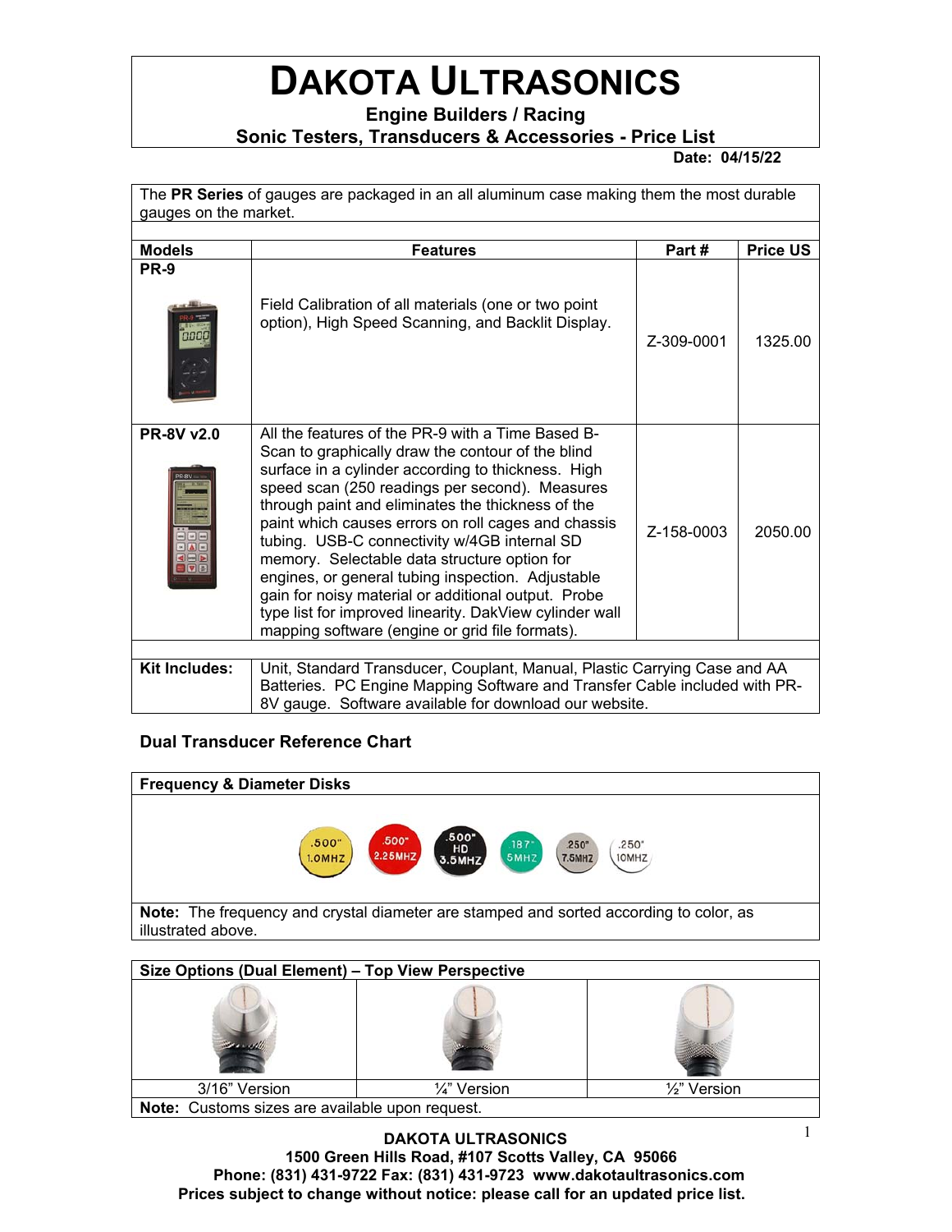# DAKOTA ULTRASONICS

**Engine Builders / Racing**

**Sonic Testers, Transducers & Accessories - Price List**

**Date: 04/15/22**

The **PR Series** of gauges are packaged in an all aluminum case making them the most durable gauges on the market.

| Models | Features | Part # | Price US |
|---|---|---|---|
| **PR-9** | Field Calibration of all materials (one or two point option), High Speed Scanning, and Backlit Display. | Z-309-0001 | 1325.00 |
| **PR-8V v2.0** | All the features of the PR-9 with a Time Based B-Scan to graphically draw the contour of the blind surface in a cylinder according to thickness. High speed scan (250 readings per second). Measures through paint and eliminates the thickness of the paint which causes errors on roll cages and chassis tubing. USB-C connectivity w/4GB internal SD memory. Selectable data structure option for engines, or general tubing inspection. Adjustable gain for noisy material or additional output. Probe type list for improved linearity. DakView cylinder wall mapping software (engine or grid file formats). | Z-158-0003 | 2050.00 |
| **Kit Includes:** | Unit, Standard Transducer, Couplant, Manual, Plastic Carrying Case and AA Batteries. PC Engine Mapping Software and Transfer Cable included with PR-8V gauge. Software available for download our website. | | |

### Dual Transducer Reference Chart

**Frequency & Diameter Disks**

.500" 1.0MHZ | .500" 2.25MHZ | .500" HD 3.5MHZ | .187" 5MHZ | .250" 7.5MHZ | .250" 10MHZ

**Note:** The frequency and crystal diameter are stamped and sorted according to color, as illustrated above.

**Size Options (Dual Element) – Top View Perspective**

| 3/16" Version | ¼" Version | ½" Version |
|---|---|---|

**Note:** Customs sizes are available upon request.

**DAKOTA ULTRASONICS**
**1500 Green Hills Road, #107 Scotts Valley, CA 95066**
**Phone: (831) 431-9722 Fax: (831) 431-9723 www.dakotaultrasonics.com**
**Prices subject to change without notice: please call for an updated price list.**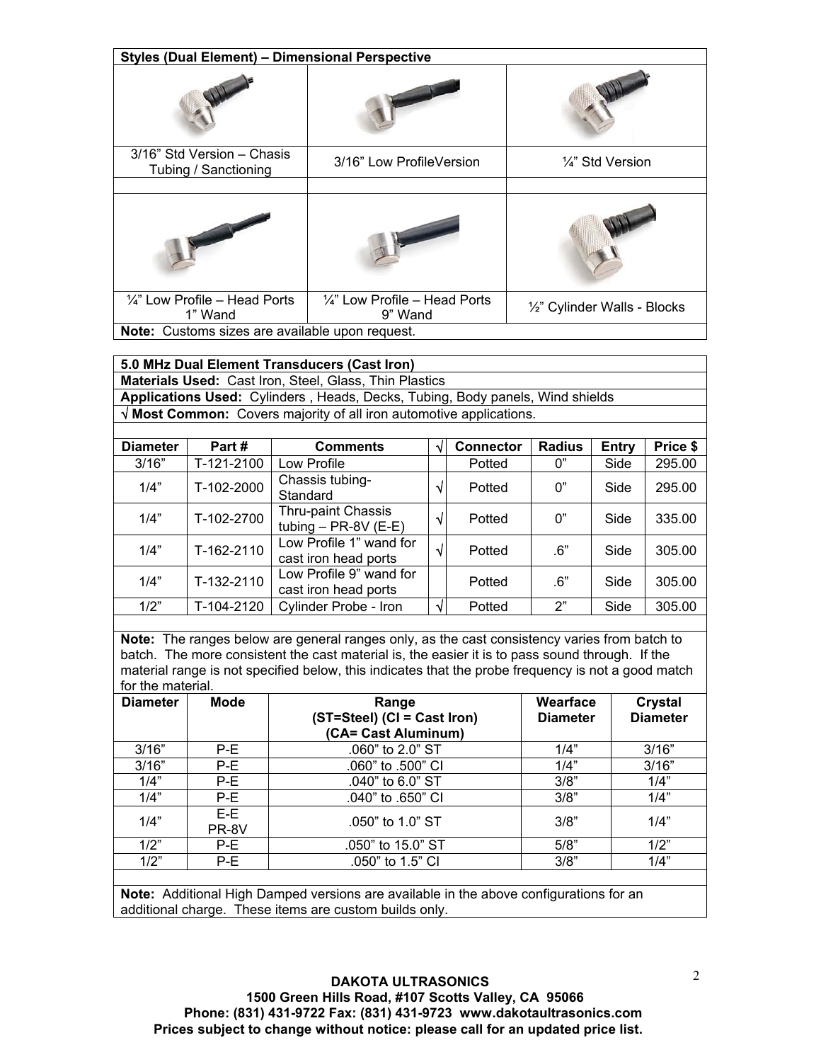**Styles (Dual Element) – Dimensional Perspective**

| | | |
|---|---|---|
| 3/16" Std Version – Chassis Tubing / Sanctioning | 3/16" Low ProfileVersion | ¼" Std Version |
| ¼" Low Profile – Head Ports 1" Wand | ¼" Low Profile – Head Ports 9" Wand | ½" Cylinder Walls - Blocks |

**Note:** Customs sizes are available upon request.

**5.0 MHz Dual Element Transducers (Cast Iron)**

**Materials Used:** Cast Iron, Steel, Glass, Thin Plastics

**Applications Used:** Cylinders , Heads, Decks, Tubing, Body panels, Wind shields

**√ Most Common:** Covers majority of all iron automotive applications.

| Diameter | Part # | Comments | √ | Connector | Radius | Entry | Price $ |
|---|---|---|---|---|---|---|---|
| 3/16" | T-121-2100 | Low Profile | | Potted | 0" | Side | 295.00 |
| 1/4" | T-102-2000 | Chassis tubing-Standard | √ | Potted | 0" | Side | 295.00 |
| 1/4" | T-102-2700 | Thru-paint Chassis tubing – PR-8V (E-E) | √ | Potted | 0" | Side | 335.00 |
| 1/4" | T-162-2110 | Low Profile 1" wand for cast iron head ports | √ | Potted | .6" | Side | 305.00 |
| 1/4" | T-132-2110 | Low Profile 9" wand for cast iron head ports | | Potted | .6" | Side | 305.00 |
| 1/2" | T-104-2120 | Cylinder Probe - Iron | √ | Potted | 2" | Side | 305.00 |

**Note:** The ranges below are general ranges only, as the cast consistency varies from batch to batch. The more consistent the cast material is, the easier it is to pass sound through. If the material range is not specified below, this indicates that the probe frequency is not a good match for the material.

| Diameter | Mode | Range (ST=Steel) (CI = Cast Iron) (CA= Cast Aluminum) | Wearface Diameter | Crystal Diameter |
|---|---|---|---|---|
| 3/16" | P-E | .060" to 2.0" ST | 1/4" | 3/16" |
| 3/16" | P-E | .060" to .500" CI | 1/4" | 3/16" |
| 1/4" | P-E | .040" to 6.0" ST | 3/8" | 1/4" |
| 1/4" | P-E | .040" to .650" CI | 3/8" | 1/4" |
| 1/4" | E-E PR-8V | .050" to 1.0" ST | 3/8" | 1/4" |
| 1/2" | P-E | .050" to 15.0" ST | 5/8" | 1/2" |
| 1/2" | P-E | .050" to 1.5" CI | 3/8" | 1/4" |

**Note:** Additional High Damped versions are available in the above configurations for an additional charge. These items are custom builds only.

**DAKOTA ULTRASONICS**
**1500 Green Hills Road, #107 Scotts Valley, CA 95066**
**Phone: (831) 431-9722 Fax: (831) 431-9723 www.dakotaultrasonics.com**
**Prices subject to change without notice: please call for an updated price list.**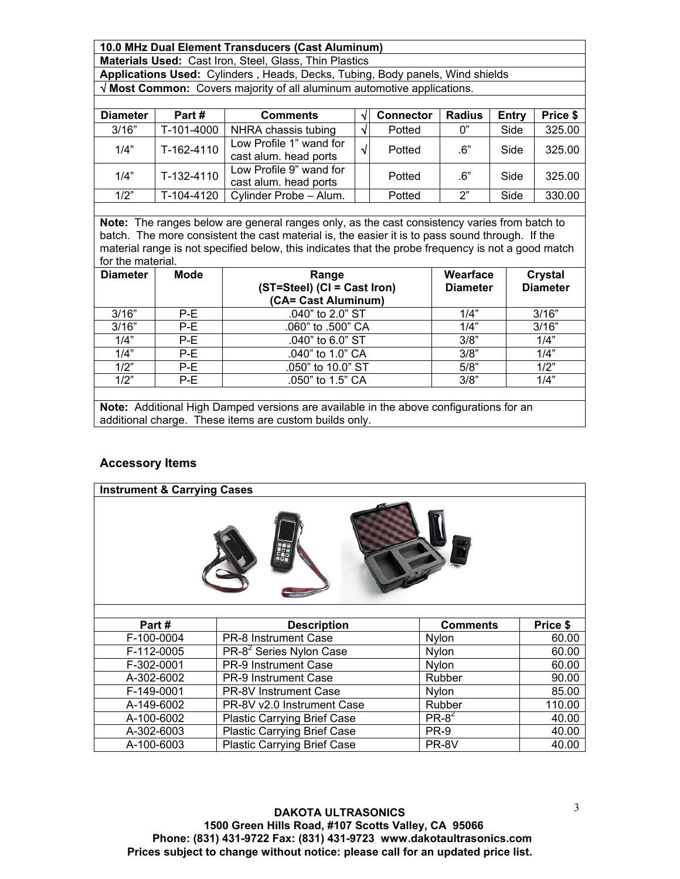| **10.0 MHz Dual Element Transducers (Cast Aluminum)** | | | | | | | |
|---|---|---|---|---|---|---|---|
| **Materials Used:** Cast Iron, Steel, Glass, Thin Plastics | | | | | | | |
| **Applications Used:** Cylinders , Heads, Decks, Tubing, Body panels, Wind shields | | | | | | | |
| **√ Most Common:** Covers majority of all aluminum automotive applications. | | | | | | | |
| **Diameter** | **Part #** | **Comments** | **√** | **Connector** | **Radius** | **Entry** | **Price $** |
| 3/16" | T-101-4000 | NHRA chassis tubing | √ | Potted | 0" | Side | 325.00 |
| 1/4" | T-162-4110 | Low Profile 1" wand for cast alum. head ports | √ | Potted | .6" | Side | 325.00 |
| 1/4" | T-132-4110 | Low Profile 9" wand for cast alum. head ports | | Potted | .6" | Side | 325.00 |
| 1/2" | T-104-4120 | Cylinder Probe – Alum. | | Potted | 2" | Side | 330.00 |

**Note:** The ranges below are general ranges only, as the cast consistency varies from batch to batch. The more consistent the cast material is, the easier it is to pass sound through. If the material range is not specified below, this indicates that the probe frequency is not a good match for the material.

| **Diameter** | **Mode** | **Range (ST=Steel) (CI = Cast Iron) (CA= Cast Aluminum)** | **Wearface Diameter** | **Crystal Diameter** |
|---|---|---|---|---|
| 3/16" | P-E | .040" to 2.0" ST | 1/4" | 3/16" |
| 3/16" | P-E | .060" to .500" CA | 1/4" | 3/16" |
| 1/4" | P-E | .040" to 6.0" ST | 3/8" | 1/4" |
| 1/4" | P-E | .040" to 1.0" CA | 3/8" | 1/4" |
| 1/2" | P-E | .050" to 10.0" ST | 5/8" | 1/2" |
| 1/2" | P-E | .050" to 1.5" CA | 3/8" | 1/4" |

**Note:** Additional High Damped versions are available in the above configurations for an additional charge. These items are custom builds only.

### Accessory Items

**Instrument & Carrying Cases**

| **Part #** | **Description** | **Comments** | **Price $** |
|---|---|---|---|
| F-100-0004 | PR-8 Instrument Case | Nylon | 60.00 |
| F-112-0005 | PR-8$^2$ Series Nylon Case | Nylon | 60.00 |
| F-302-0001 | PR-9 Instrument Case | Nylon | 60.00 |
| A-302-6002 | PR-9 Instrument Case | Rubber | 90.00 |
| F-149-0001 | PR-8V Instrument Case | Nylon | 85.00 |
| A-149-6002 | PR-8V v2.0 Instrument Case | Rubber | 110.00 |
| A-100-6002 | Plastic Carrying Brief Case | PR-8$^2$ | 40.00 |
| A-302-6003 | Plastic Carrying Brief Case | PR-9 | 40.00 |
| A-100-6003 | Plastic Carrying Brief Case | PR-8V | 40.00 |

**DAKOTA ULTRASONICS**
**1500 Green Hills Road, #107 Scotts Valley, CA 95066**
**Phone: (831) 431-9722 Fax: (831) 431-9723 www.dakotaultrasonics.com**
**Prices subject to change without notice: please call for an updated price list.**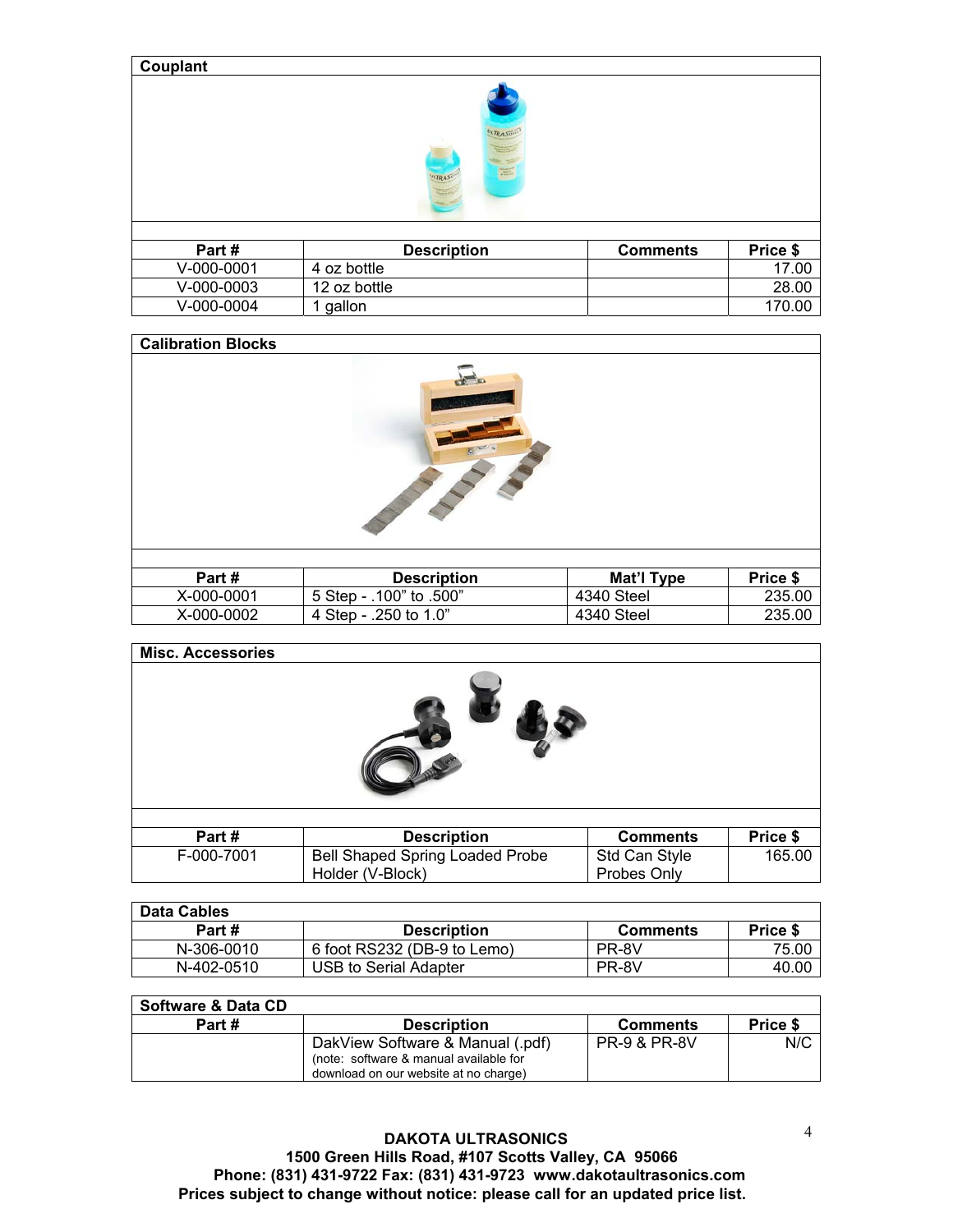## Couplant

| Part # | Description | Comments | Price $ |
|---|---|---|---|
| V-000-0001 | 4 oz bottle | | 17.00 |
| V-000-0003 | 12 oz bottle | | 28.00 |
| V-000-0004 | 1 gallon | | 170.00 |

## Calibration Blocks

| Part # | Description | Mat'l Type | Price $ |
|---|---|---|---|
| X-000-0001 | 5 Step - .100" to .500" | 4340 Steel | 235.00 |
| X-000-0002 | 4 Step - .250 to 1.0" | 4340 Steel | 235.00 |

## Misc. Accessories

| Part # | Description | Comments | Price $ |
|---|---|---|---|
| F-000-7001 | Bell Shaped Spring Loaded Probe Holder (V-Block) | Std Can Style Probes Only | 165.00 |

## Data Cables

| Part # | Description | Comments | Price $ |
|---|---|---|---|
| N-306-0010 | 6 foot RS232 (DB-9 to Lemo) | PR-8V | 75.00 |
| N-402-0510 | USB to Serial Adapter | PR-8V | 40.00 |

## Software & Data CD

| Part # | Description | Comments | Price $ |
|---|---|---|---|
| | DakView Software & Manual (.pdf) (note: software & manual available for download on our website at no charge) | PR-9 & PR-8V | N/C |

**DAKOTA ULTRASONICS**
**1500 Green Hills Road, #107 Scotts Valley, CA 95066**
**Phone: (831) 431-9722 Fax: (831) 431-9723 www.dakotaultrasonics.com**
**Prices subject to change without notice: please call for an updated price list.**